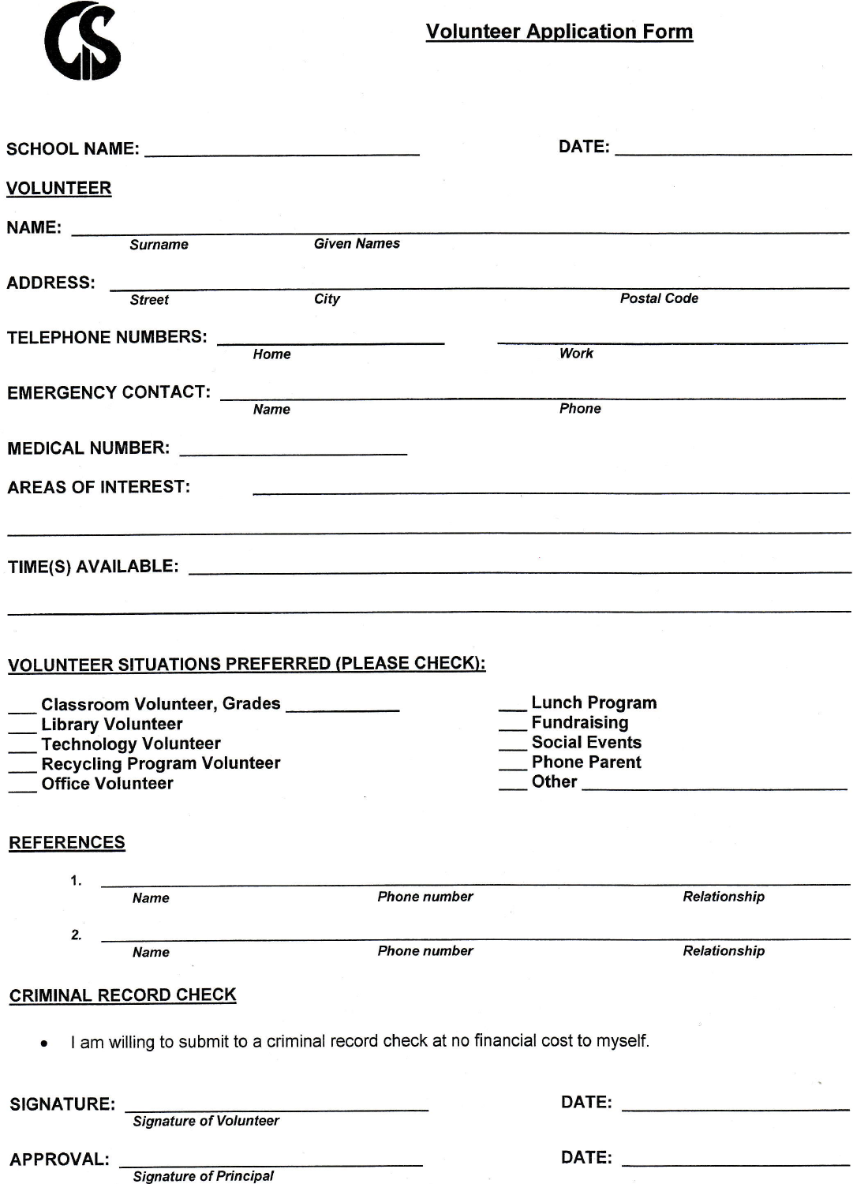CS

# Volunteer Application Form

**SCHOOL NAME:** ______________________________ **DATE:** ______________________

## VOLUNTEER

**NAME:** ____________________________________________________________

*Surname* *Given Names*

**ADDRESS:** __________________________________________________________

*Street* *City* *Postal Code*

**TELEPHONE NUMBERS:** ______________________ ______________________

*Home* *Work*

**EMERGENCY CONTACT:** ______________________________________________

*Name* *Phone*

**MEDICAL NUMBER:** ______________________

**AREAS OF INTEREST:** ______________________________________________

______________________________________________________________________

**TIME(S) AVAILABLE:** ______________________________________________

______________________________________________________________________

## VOLUNTEER SITUATIONS PREFERRED (PLEASE CHECK):

- ___ Classroom Volunteer, Grades __________
- ___ Library Volunteer
- ___ Technology Volunteer
- ___ Recycling Program Volunteer
- ___ Office Volunteer
- ___ Lunch Program
- ___ Fundraising
- ___ Social Events
- ___ Phone Parent
- ___ Other ______________________

## REFERENCES

1. ____________________________________________________________

   *Name* *Phone number* *Relationship*

2. ____________________________________________________________

   *Name* *Phone number* *Relationship*

## CRIMINAL RECORD CHECK

- I am willing to submit to a criminal record check at no financial cost to myself.

**SIGNATURE:** ______________________________ **DATE:** ______________________

*Signature of Volunteer*

**APPROVAL:** ______________________________ **DATE:** ______________________

*Signature of Principal*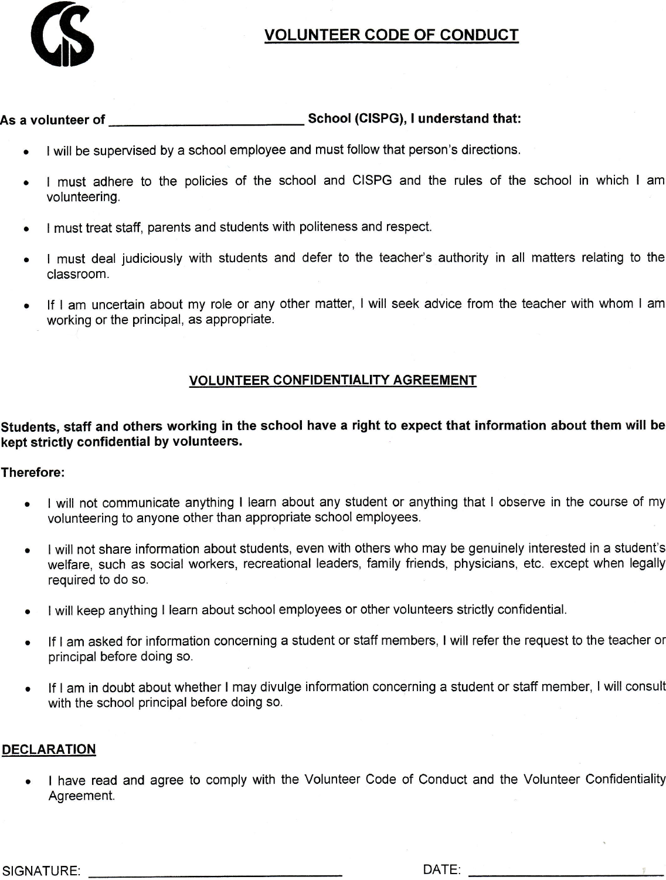# VOLUNTEER CODE OF CONDUCT

**As a volunteer of \_\_\_\_\_\_\_\_\_\_\_\_\_\_\_\_\_\_\_\_\_\_\_\_\_\_\_\_ School (CISPG), I understand that:**

- I will be supervised by a school employee and must follow that person's directions.
- I must adhere to the policies of the school and CISPG and the rules of the school in which I am volunteering.
- I must treat staff, parents and students with politeness and respect.
- I must deal judiciously with students and defer to the teacher's authority in all matters relating to the classroom.
- If I am uncertain about my role or any other matter, I will seek advice from the teacher with whom I am working or the principal, as appropriate.

## VOLUNTEER CONFIDENTIALITY AGREEMENT

**Students, staff and others working in the school have a right to expect that information about them will be kept strictly confidential by volunteers.**

**Therefore:**

- I will not communicate anything I learn about any student or anything that I observe in the course of my volunteering to anyone other than appropriate school employees.
- I will not share information about students, even with others who may be genuinely interested in a student's welfare, such as social workers, recreational leaders, family friends, physicians, etc. except when legally required to do so.
- I will keep anything I learn about school employees or other volunteers strictly confidential.
- If I am asked for information concerning a student or staff members, I will refer the request to the teacher or principal before doing so.
- If I am in doubt about whether I may divulge information concerning a student or staff member, I will consult with the school principal before doing so.

## DECLARATION

- I have read and agree to comply with the Volunteer Code of Conduct and the Volunteer Confidentiality Agreement.

SIGNATURE: \_\_\_\_\_\_\_\_\_\_\_\_\_\_\_\_\_\_\_\_\_\_\_\_\_\_\_\_ DATE: \_\_\_\_\_\_\_\_\_\_\_\_\_\_\_\_\_\_\_\_